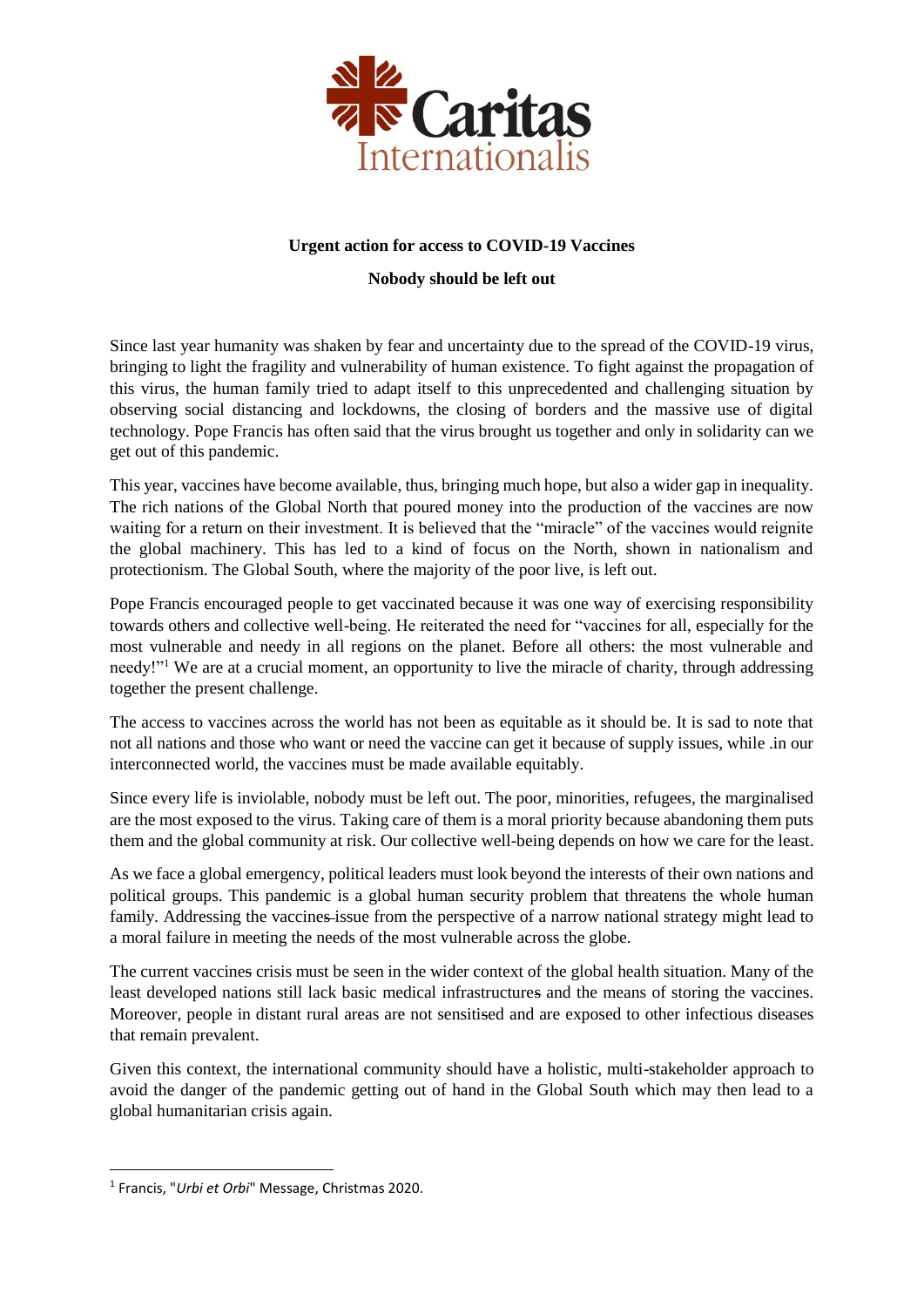Caritas Internationalis

**Urgent action for access to COVID-19 Vaccines**

**Nobody should be left out**

Since last year humanity was shaken by fear and uncertainty due to the spread of the COVID-19 virus, bringing to light the fragility and vulnerability of human existence. To fight against the propagation of this virus, the human family tried to adapt itself to this unprecedented and challenging situation by observing social distancing and lockdowns, the closing of borders and the massive use of digital technology. Pope Francis has often said that the virus brought us together and only in solidarity can we get out of this pandemic.

This year, vaccines have become available, thus, bringing much hope, but also a wider gap in inequality. The rich nations of the Global North that poured money into the production of the vaccines are now waiting for a return on their investment. It is believed that the "miracle" of the vaccines would reignite the global machinery. This has led to a kind of focus on the North, shown in nationalism and protectionism. The Global South, where the majority of the poor live, is left out.

Pope Francis encouraged people to get vaccinated because it was one way of exercising responsibility towards others and collective well-being. He reiterated the need for "vaccines for all, especially for the most vulnerable and needy in all regions on the planet. Before all others: the most vulnerable and needy!"[1] We are at a crucial moment, an opportunity to live the miracle of charity, through addressing together the present challenge.

The access to vaccines across the world has not been as equitable as it should be. It is sad to note that not all nations and those who want or need the vaccine can get it because of supply issues, while .in our interconnected world, the vaccines must be made available equitably.

Since every life is inviolable, nobody must be left out. The poor, minorities, refugees, the marginalised are the most exposed to the virus. Taking care of them is a moral priority because abandoning them puts them and the global community at risk. Our collective well-being depends on how we care for the least.

As we face a global emergency, political leaders must look beyond the interests of their own nations and political groups. This pandemic is a global human security problem that threatens the whole human family. Addressing the vaccines issue from the perspective of a narrow national strategy might lead to a moral failure in meeting the needs of the most vulnerable across the globe.

The current vaccines crisis must be seen in the wider context of the global health situation. Many of the least developed nations still lack basic medical infrastructures and the means of storing the vaccines. Moreover, people in distant rural areas are not sensitised and are exposed to other infectious diseases that remain prevalent.

Given this context, the international community should have a holistic, multi-stakeholder approach to avoid the danger of the pandemic getting out of hand in the Global South which may then lead to a global humanitarian crisis again.

[1] Francis, "*Urbi et Orbi*" Message, Christmas 2020.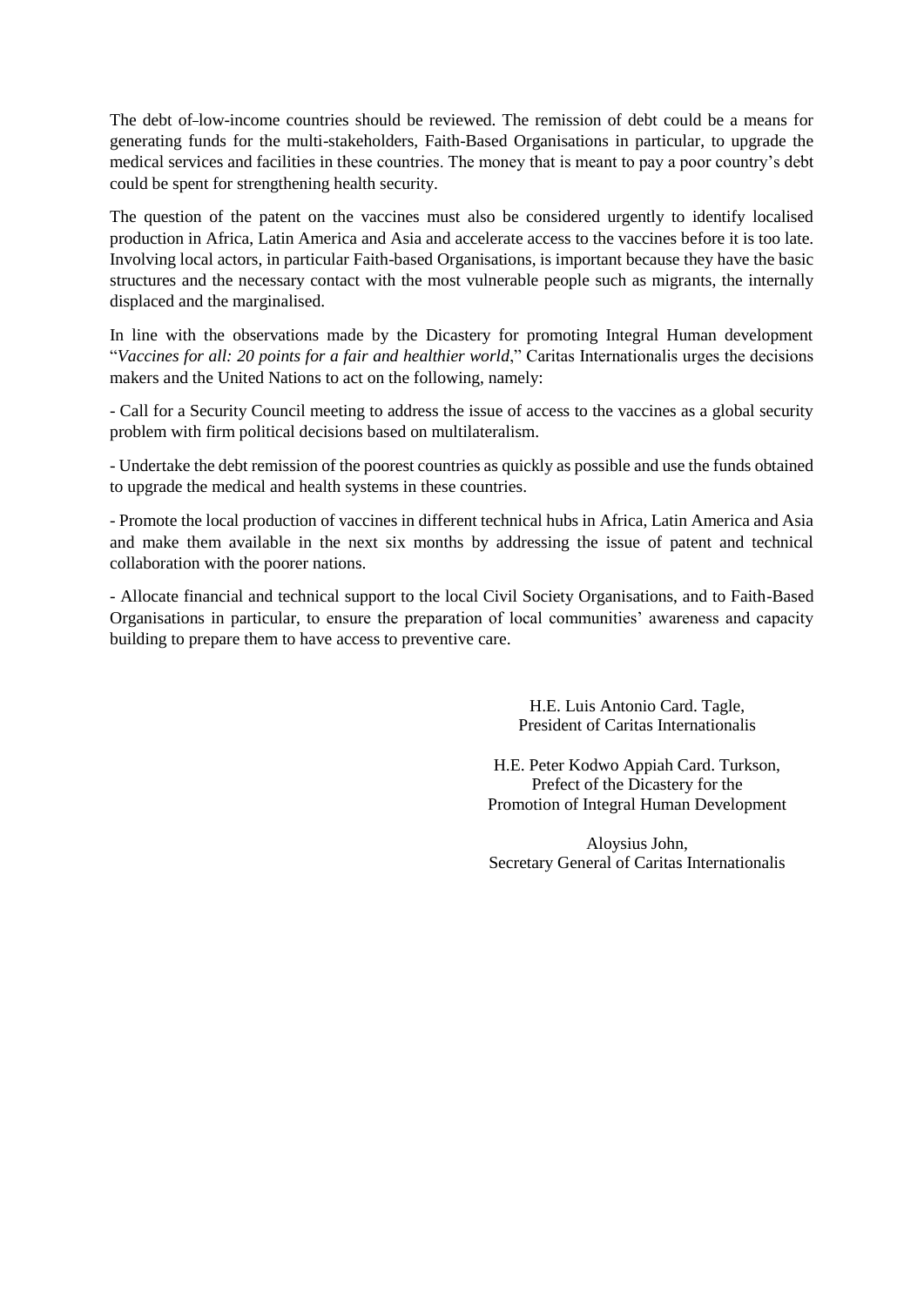The debt of low-income countries should be reviewed. The remission of debt could be a means for generating funds for the multi-stakeholders, Faith-Based Organisations in particular, to upgrade the medical services and facilities in these countries. The money that is meant to pay a poor country's debt could be spent for strengthening health security.

The question of the patent on the vaccines must also be considered urgently to identify localised production in Africa, Latin America and Asia and accelerate access to the vaccines before it is too late. Involving local actors, in particular Faith-based Organisations, is important because they have the basic structures and the necessary contact with the most vulnerable people such as migrants, the internally displaced and the marginalised.

In line with the observations made by the Dicastery for promoting Integral Human development "*Vaccines for all: 20 points for a fair and healthier world*," Caritas Internationalis urges the decisions makers and the United Nations to act on the following, namely:

- Call for a Security Council meeting to address the issue of access to the vaccines as a global security problem with firm political decisions based on multilateralism.
- Undertake the debt remission of the poorest countries as quickly as possible and use the funds obtained to upgrade the medical and health systems in these countries.
- Promote the local production of vaccines in different technical hubs in Africa, Latin America and Asia and make them available in the next six months by addressing the issue of patent and technical collaboration with the poorer nations.
- Allocate financial and technical support to the local Civil Society Organisations, and to Faith-Based Organisations in particular, to ensure the preparation of local communities' awareness and capacity building to prepare them to have access to preventive care.

H.E. Luis Antonio Card. Tagle,
President of Caritas Internationalis

H.E. Peter Kodwo Appiah Card. Turkson,
Prefect of the Dicastery for the
Promotion of Integral Human Development

Aloysius John,
Secretary General of Caritas Internationalis